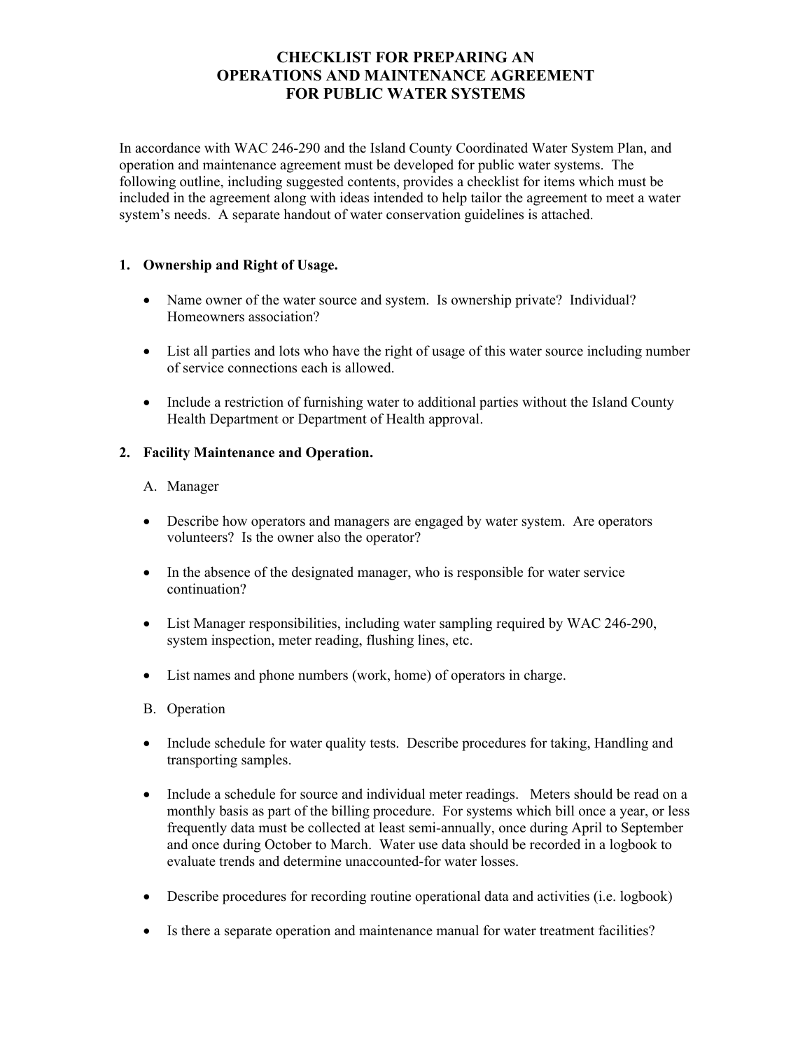# CHECKLIST FOR PREPARING AN OPERATIONS AND MAINTENANCE AGREEMENT FOR PUBLIC WATER SYSTEMS

In accordance with WAC 246-290 and the Island County Coordinated Water System Plan, and operation and maintenance agreement must be developed for public water systems. The following outline, including suggested contents, provides a checklist for items which must be included in the agreement along with ideas intended to help tailor the agreement to meet a water system's needs. A separate handout of water conservation guidelines is attached.

**1. Ownership and Right of Usage.**

- Name owner of the water source and system. Is ownership private? Individual? Homeowners association?
- List all parties and lots who have the right of usage of this water source including number of service connections each is allowed.
- Include a restriction of furnishing water to additional parties without the Island County Health Department or Department of Health approval.

**2. Facility Maintenance and Operation.**

A. Manager

- Describe how operators and managers are engaged by water system. Are operators volunteers? Is the owner also the operator?
- In the absence of the designated manager, who is responsible for water service continuation?
- List Manager responsibilities, including water sampling required by WAC 246-290, system inspection, meter reading, flushing lines, etc.
- List names and phone numbers (work, home) of operators in charge.

B. Operation

- Include schedule for water quality tests. Describe procedures for taking, Handling and transporting samples.
- Include a schedule for source and individual meter readings. Meters should be read on a monthly basis as part of the billing procedure. For systems which bill once a year, or less frequently data must be collected at least semi-annually, once during April to September and once during October to March. Water use data should be recorded in a logbook to evaluate trends and determine unaccounted-for water losses.
- Describe procedures for recording routine operational data and activities (i.e. logbook)
- Is there a separate operation and maintenance manual for water treatment facilities?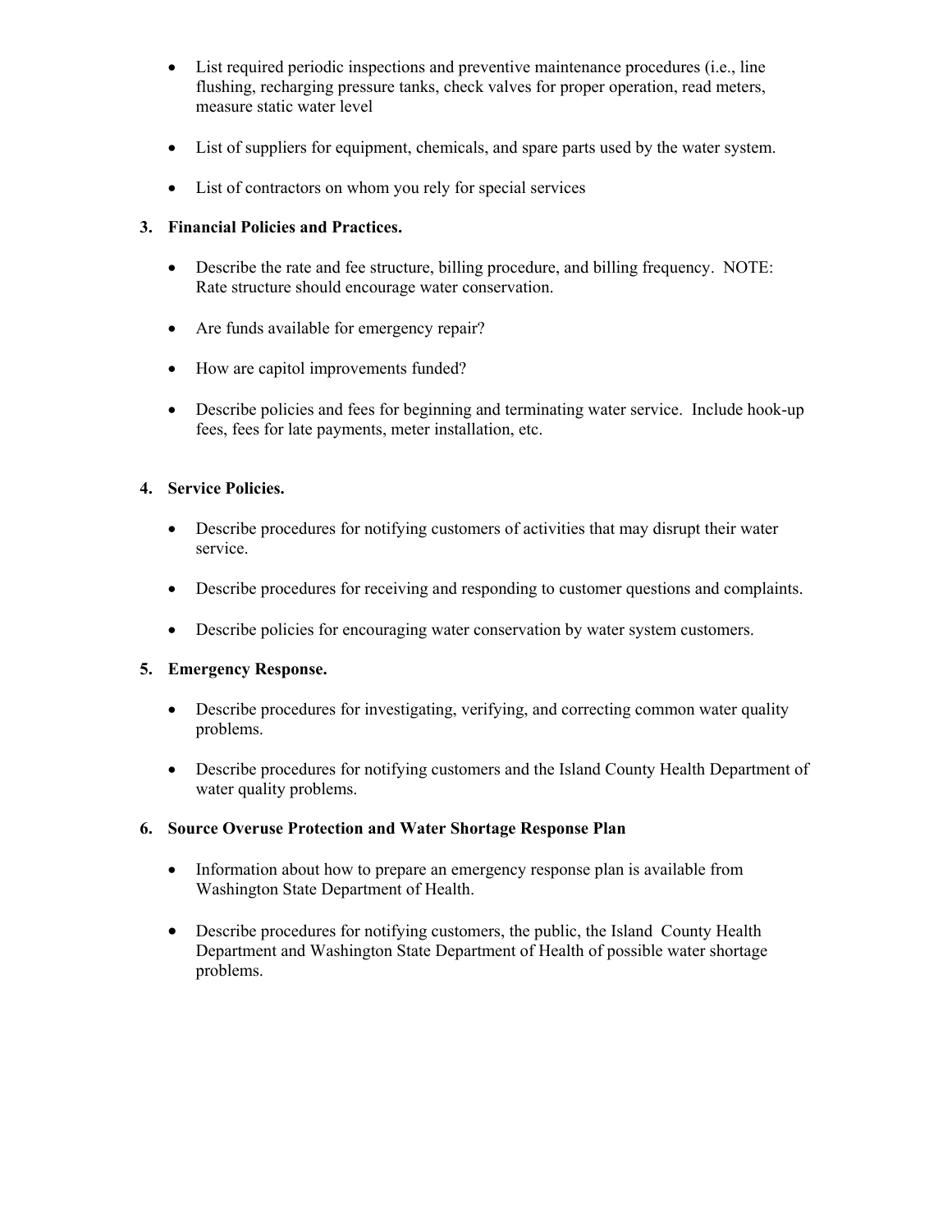- List required periodic inspections and preventive maintenance procedures (i.e., line flushing, recharging pressure tanks, check valves for proper operation, read meters, measure static water level

- List of suppliers for equipment, chemicals, and spare parts used by the water system.

- List of contractors on whom you rely for special services

**3. Financial Policies and Practices.**

- Describe the rate and fee structure, billing procedure, and billing frequency. NOTE: Rate structure should encourage water conservation.

- Are funds available for emergency repair?

- How are capitol improvements funded?

- Describe policies and fees for beginning and terminating water service. Include hook-up fees, fees for late payments, meter installation, etc.

**4. Service Policies.**

- Describe procedures for notifying customers of activities that may disrupt their water service.

- Describe procedures for receiving and responding to customer questions and complaints.

- Describe policies for encouraging water conservation by water system customers.

**5. Emergency Response.**

- Describe procedures for investigating, verifying, and correcting common water quality problems.

- Describe procedures for notifying customers and the Island County Health Department of water quality problems.

**6. Source Overuse Protection and Water Shortage Response Plan**

- Information about how to prepare an emergency response plan is available from Washington State Department of Health.

- Describe procedures for notifying customers, the public, the Island County Health Department and Washington State Department of Health of possible water shortage problems.